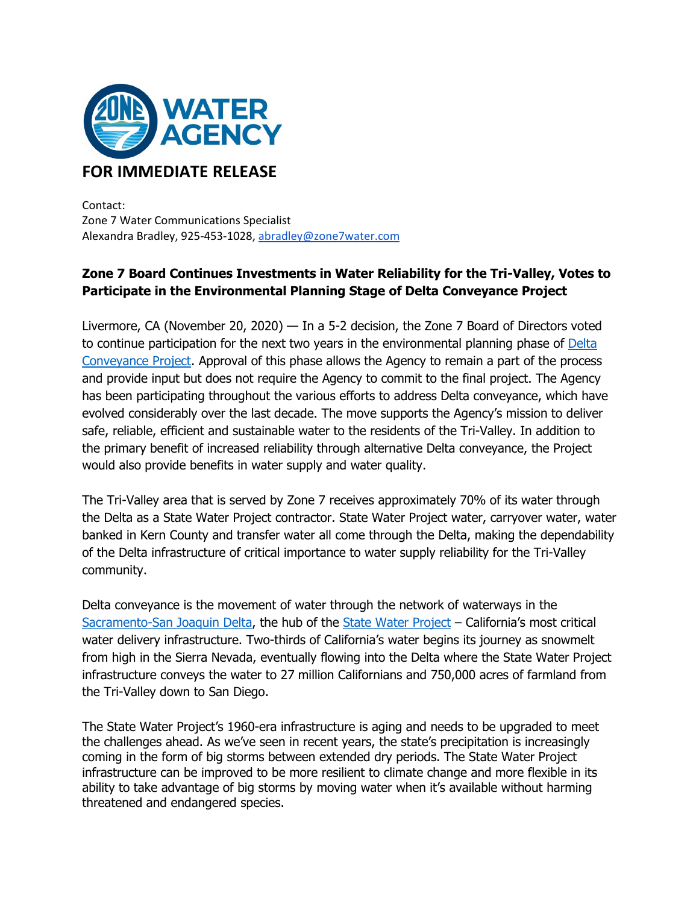# FOR IMMEDIATE RELEASE

Contact:
Zone 7 Water Communications Specialist
Alexandra Bradley, 925-453-1028, abradley@zone7water.com

**Zone 7 Board Continues Investments in Water Reliability for the Tri-Valley, Votes to Participate in the Environmental Planning Stage of Delta Conveyance Project**

Livermore, CA (November 20, 2020) — In a 5-2 decision, the Zone 7 Board of Directors voted to continue participation for the next two years in the environmental planning phase of Delta Conveyance Project. Approval of this phase allows the Agency to remain a part of the process and provide input but does not require the Agency to commit to the final project. The Agency has been participating throughout the various efforts to address Delta conveyance, which have evolved considerably over the last decade. The move supports the Agency's mission to deliver safe, reliable, efficient and sustainable water to the residents of the Tri-Valley. In addition to the primary benefit of increased reliability through alternative Delta conveyance, the Project would also provide benefits in water supply and water quality.

The Tri-Valley area that is served by Zone 7 receives approximately 70% of its water through the Delta as a State Water Project contractor. State Water Project water, carryover water, water banked in Kern County and transfer water all come through the Delta, making the dependability of the Delta infrastructure of critical importance to water supply reliability for the Tri-Valley community.

Delta conveyance is the movement of water through the network of waterways in the Sacramento-San Joaquin Delta, the hub of the State Water Project – California's most critical water delivery infrastructure. Two-thirds of California's water begins its journey as snowmelt from high in the Sierra Nevada, eventually flowing into the Delta where the State Water Project infrastructure conveys the water to 27 million Californians and 750,000 acres of farmland from the Tri-Valley down to San Diego.

The State Water Project's 1960-era infrastructure is aging and needs to be upgraded to meet the challenges ahead. As we've seen in recent years, the state's precipitation is increasingly coming in the form of big storms between extended dry periods. The State Water Project infrastructure can be improved to be more resilient to climate change and more flexible in its ability to take advantage of big storms by moving water when it's available without harming threatened and endangered species.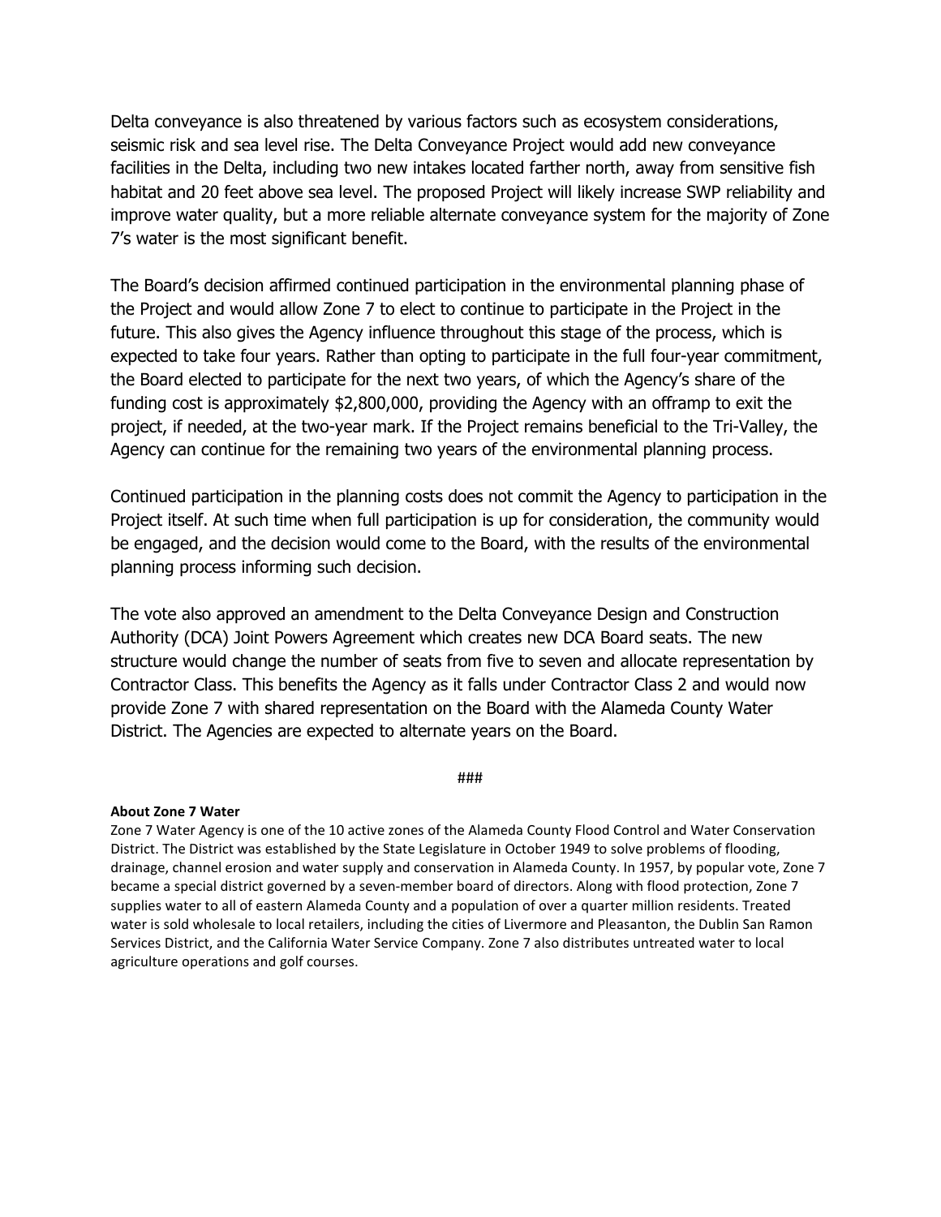Delta conveyance is also threatened by various factors such as ecosystem considerations, seismic risk and sea level rise. The Delta Conveyance Project would add new conveyance facilities in the Delta, including two new intakes located farther north, away from sensitive fish habitat and 20 feet above sea level. The proposed Project will likely increase SWP reliability and improve water quality, but a more reliable alternate conveyance system for the majority of Zone 7's water is the most significant benefit.

The Board's decision affirmed continued participation in the environmental planning phase of the Project and would allow Zone 7 to elect to continue to participate in the Project in the future. This also gives the Agency influence throughout this stage of the process, which is expected to take four years. Rather than opting to participate in the full four-year commitment, the Board elected to participate for the next two years, of which the Agency's share of the funding cost is approximately $2,800,000, providing the Agency with an offramp to exit the project, if needed, at the two-year mark. If the Project remains beneficial to the Tri-Valley, the Agency can continue for the remaining two years of the environmental planning process.

Continued participation in the planning costs does not commit the Agency to participation in the Project itself. At such time when full participation is up for consideration, the community would be engaged, and the decision would come to the Board, with the results of the environmental planning process informing such decision.

The vote also approved an amendment to the Delta Conveyance Design and Construction Authority (DCA) Joint Powers Agreement which creates new DCA Board seats. The new structure would change the number of seats from five to seven and allocate representation by Contractor Class. This benefits the Agency as it falls under Contractor Class 2 and would now provide Zone 7 with shared representation on the Board with the Alameda County Water District. The Agencies are expected to alternate years on the Board.

###

**About Zone 7 Water**

Zone 7 Water Agency is one of the 10 active zones of the Alameda County Flood Control and Water Conservation District. The District was established by the State Legislature in October 1949 to solve problems of flooding, drainage, channel erosion and water supply and conservation in Alameda County. In 1957, by popular vote, Zone 7 became a special district governed by a seven-member board of directors. Along with flood protection, Zone 7 supplies water to all of eastern Alameda County and a population of over a quarter million residents. Treated water is sold wholesale to local retailers, including the cities of Livermore and Pleasanton, the Dublin San Ramon Services District, and the California Water Service Company. Zone 7 also distributes untreated water to local agriculture operations and golf courses.